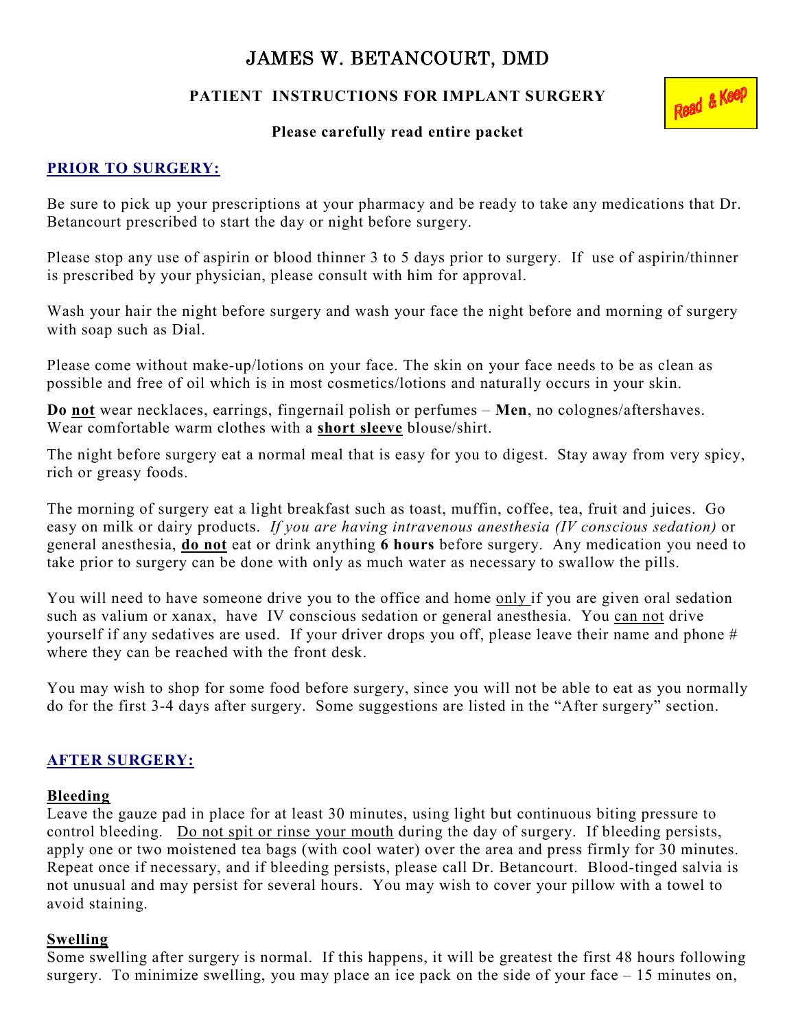# JAMES W. BETANCOURT, DMD

## PATIENT INSTRUCTIONS FOR IMPLANT SURGERY

Read & Keep

**Please carefully read entire packet**

### PRIOR TO SURGERY:

Be sure to pick up your prescriptions at your pharmacy and be ready to take any medications that Dr. Betancourt prescribed to start the day or night before surgery.

Please stop any use of aspirin or blood thinner 3 to 5 days prior to surgery. If use of aspirin/thinner is prescribed by your physician, please consult with him for approval.

Wash your hair the night before surgery and wash your face the night before and morning of surgery with soap such as Dial.

Please come without make-up/lotions on your face. The skin on your face needs to be as clean as possible and free of oil which is in most cosmetics/lotions and naturally occurs in your skin.

**Do <u>not</u>** wear necklaces, earrings, fingernail polish or perfumes – **Men**, no colognes/aftershaves. Wear comfortable warm clothes with a **<u>short sleeve</u>** blouse/shirt.

The night before surgery eat a normal meal that is easy for you to digest. Stay away from very spicy, rich or greasy foods.

The morning of surgery eat a light breakfast such as toast, muffin, coffee, tea, fruit and juices. Go easy on milk or dairy products. *If you are having intravenous anesthesia (IV conscious sedation)* or general anesthesia, **<u>do not</u>** eat or drink anything **6 hours** before surgery. Any medication you need to take prior to surgery can be done with only as much water as necessary to swallow the pills.

You will need to have someone drive you to the office and home <u>only</u> if you are given oral sedation such as valium or xanax, have IV conscious sedation or general anesthesia. You <u>can not</u> drive yourself if any sedatives are used. If your driver drops you off, please leave their name and phone # where they can be reached with the front desk.

You may wish to shop for some food before surgery, since you will not be able to eat as you normally do for the first 3-4 days after surgery. Some suggestions are listed in the "After surgery" section.

### AFTER SURGERY:

**<u>Bleeding</u>**
Leave the gauze pad in place for at least 30 minutes, using light but continuous biting pressure to control bleeding. <u>Do not spit or rinse your mouth</u> during the day of surgery. If bleeding persists, apply one or two moistened tea bags (with cool water) over the area and press firmly for 30 minutes. Repeat once if necessary, and if bleeding persists, please call Dr. Betancourt. Blood-tinged salvia is not unusual and may persist for several hours. You may wish to cover your pillow with a towel to avoid staining.

**<u>Swelling</u>**
Some swelling after surgery is normal. If this happens, it will be greatest the first 48 hours following surgery. To minimize swelling, you may place an ice pack on the side of your face – 15 minutes on,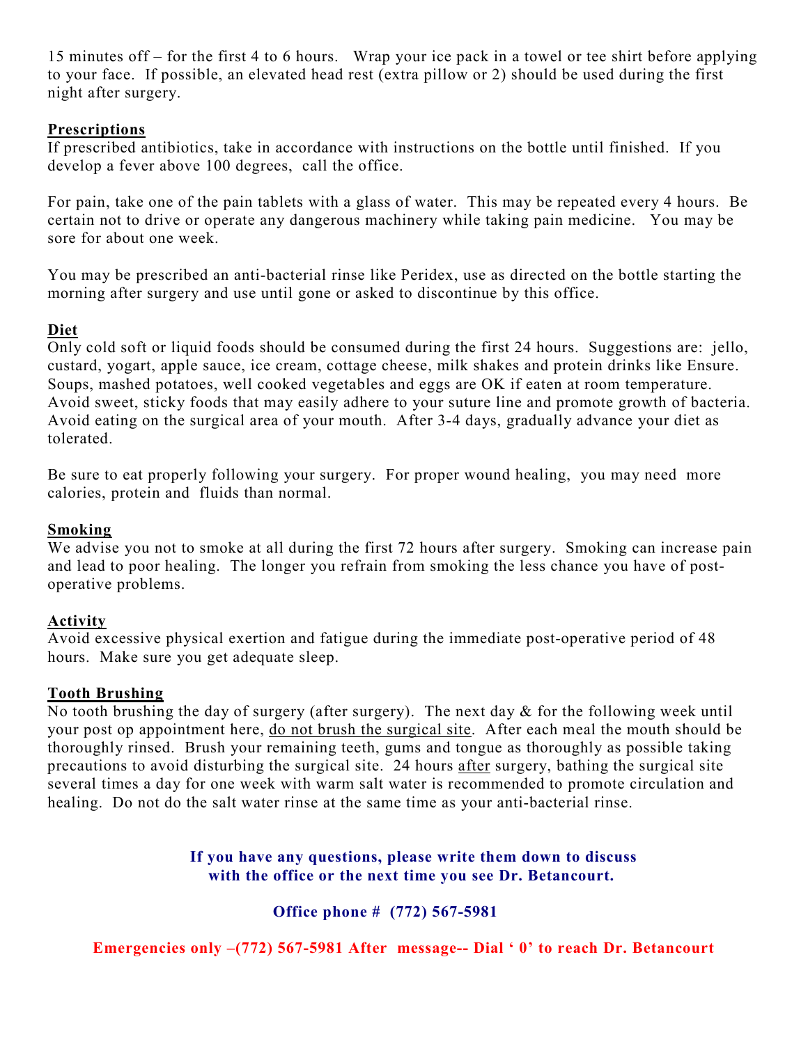15 minutes off – for the first 4 to 6 hours. Wrap your ice pack in a towel or tee shirt before applying to your face. If possible, an elevated head rest (extra pillow or 2) should be used during the first night after surgery.

**Prescriptions**

If prescribed antibiotics, take in accordance with instructions on the bottle until finished. If you develop a fever above 100 degrees, call the office.

For pain, take one of the pain tablets with a glass of water. This may be repeated every 4 hours. Be certain not to drive or operate any dangerous machinery while taking pain medicine. You may be sore for about one week.

You may be prescribed an anti-bacterial rinse like Peridex, use as directed on the bottle starting the morning after surgery and use until gone or asked to discontinue by this office.

**Diet**

Only cold soft or liquid foods should be consumed during the first 24 hours. Suggestions are: jello, custard, yogart, apple sauce, ice cream, cottage cheese, milk shakes and protein drinks like Ensure. Soups, mashed potatoes, well cooked vegetables and eggs are OK if eaten at room temperature. Avoid sweet, sticky foods that may easily adhere to your suture line and promote growth of bacteria. Avoid eating on the surgical area of your mouth. After 3-4 days, gradually advance your diet as tolerated.

Be sure to eat properly following your surgery. For proper wound healing, you may need more calories, protein and fluids than normal.

**Smoking**

We advise you not to smoke at all during the first 72 hours after surgery. Smoking can increase pain and lead to poor healing. The longer you refrain from smoking the less chance you have of post-operative problems.

**Activity**

Avoid excessive physical exertion and fatigue during the immediate post-operative period of 48 hours. Make sure you get adequate sleep.

**Tooth Brushing**

No tooth brushing the day of surgery (after surgery). The next day & for the following week until your post op appointment here, do not brush the surgical site. After each meal the mouth should be thoroughly rinsed. Brush your remaining teeth, gums and tongue as thoroughly as possible taking precautions to avoid disturbing the surgical site. 24 hours after surgery, bathing the surgical site several times a day for one week with warm salt water is recommended to promote circulation and healing. Do not do the salt water rinse at the same time as your anti-bacterial rinse.

**If you have any questions, please write them down to discuss with the office or the next time you see Dr. Betancourt.**

**Office phone # (772) 567-5981**

**Emergencies only –(772) 567-5981 After message-- Dial ' 0' to reach Dr. Betancourt**